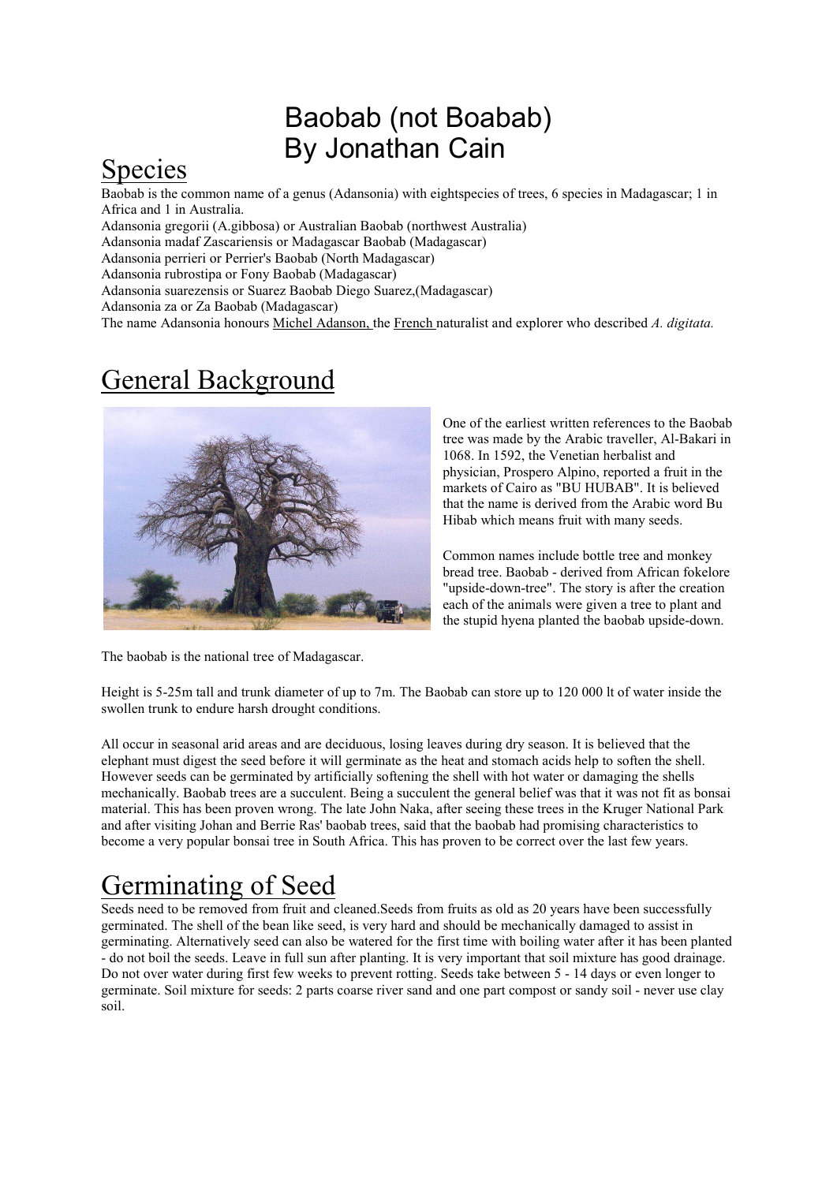# Baobab (not Boabab)
# By Jonathan Cain

## Species

Baobab is the common name of a genus (Adansonia) with eightspecies of trees, 6 species in Madagascar; 1 in Africa and 1 in Australia.
Adansonia gregorii (A.gibbosa) or Australian Baobab (northwest Australia)
Adansonia madaf Zascariensis or Madagascar Baobab (Madagascar)
Adansonia perrieri or Perrier's Baobab (North Madagascar)
Adansonia rubrostipa or Fony Baobab (Madagascar)
Adansonia suarezensis or Suarez Baobab Diego Suarez,(Madagascar)
Adansonia za or Za Baobab (Madagascar)
The name Adansonia honours Michel Adanson, the French naturalist and explorer who described *A. digitata.*

## General Background

One of the earliest written references to the Baobab tree was made by the Arabic traveller, Al-Bakari in 1068. In 1592, the Venetian herbalist and physician, Prospero Alpino, reported a fruit in the markets of Cairo as "BU HUBAB". It is believed that the name is derived from the Arabic word Bu Hibab which means fruit with many seeds.

Common names include bottle tree and monkey bread tree. Baobab - derived from African fokelore "upside-down-tree". The story is after the creation each of the animals were given a tree to plant and the stupid hyena planted the baobab upside-down.

The baobab is the national tree of Madagascar.

Height is 5-25m tall and trunk diameter of up to 7m. The Baobab can store up to 120 000 lt of water inside the swollen trunk to endure harsh drought conditions.

All occur in seasonal arid areas and are deciduous, losing leaves during dry season. It is believed that the elephant must digest the seed before it will germinate as the heat and stomach acids help to soften the shell. However seeds can be germinated by artificially softening the shell with hot water or damaging the shells mechanically. Baobab trees are a succulent. Being a succulent the general belief was that it was not fit as bonsai material. This has been proven wrong. The late John Naka, after seeing these trees in the Kruger National Park and after visiting Johan and Berrie Ras' baobab trees, said that the baobab had promising characteristics to become a very popular bonsai tree in South Africa. This has proven to be correct over the last few years.

## Germinating of Seed

Seeds need to be removed from fruit and cleaned.Seeds from fruits as old as 20 years have been successfully germinated. The shell of the bean like seed, is very hard and should be mechanically damaged to assist in germinating. Alternatively seed can also be watered for the first time with boiling water after it has been planted - do not boil the seeds. Leave in full sun after planting. It is very important that soil mixture has good drainage. Do not over water during first few weeks to prevent rotting. Seeds take between 5 - 14 days or even longer to germinate. Soil mixture for seeds: 2 parts coarse river sand and one part compost or sandy soil - never use clay soil.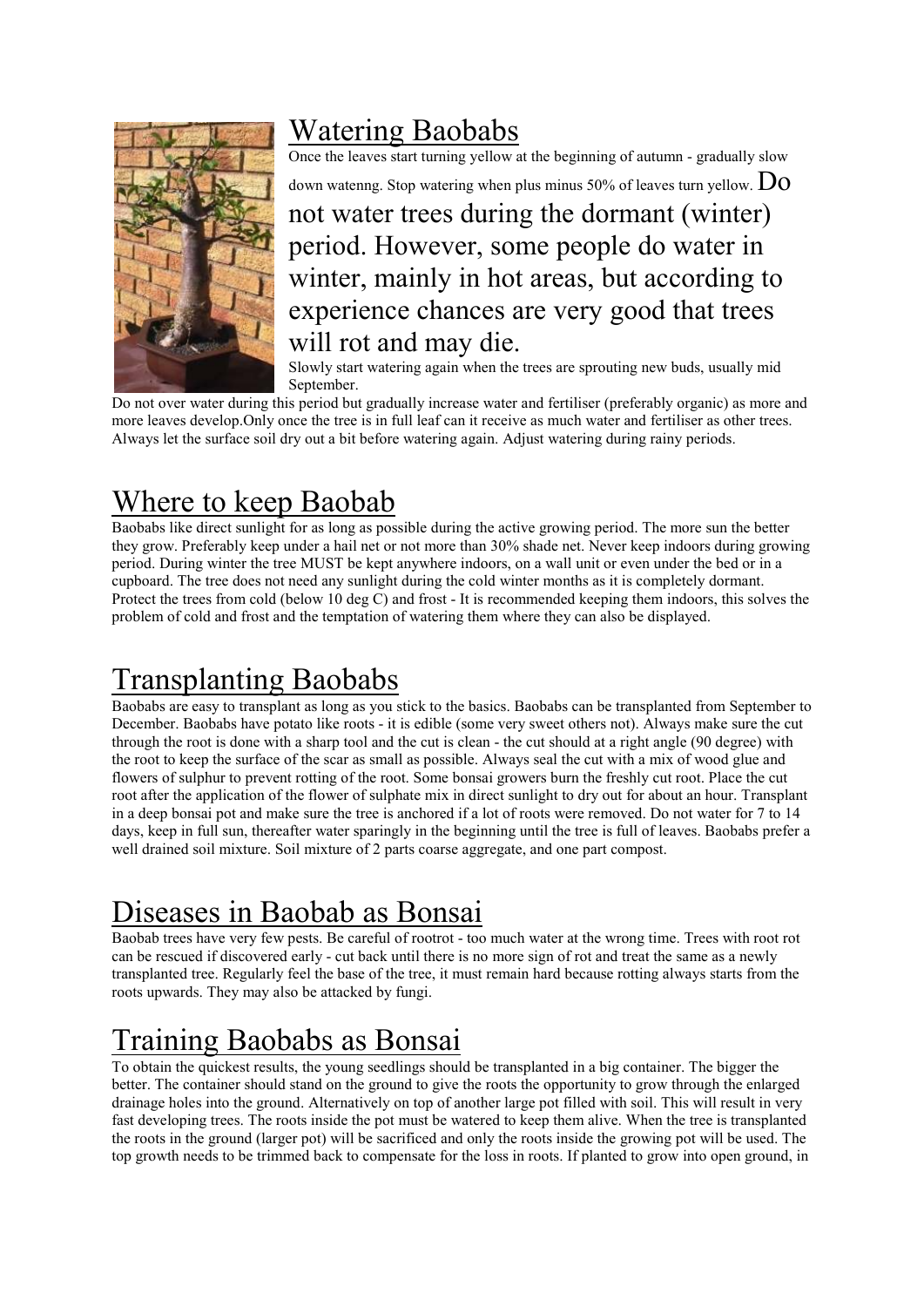## Watering Baobabs

Once the leaves start turning yellow at the beginning of autumn - gradually slow down watenng. Stop watering when plus minus 50% of leaves turn yellow. Do not water trees during the dormant (winter) period. However, some people do water in winter, mainly in hot areas, but according to experience chances are very good that trees will rot and may die.

Slowly start watering again when the trees are sprouting new buds, usually mid September.

Do not over water during this period but gradually increase water and fertiliser (preferably organic) as more and more leaves develop.Only once the tree is in full leaf can it receive as much water and fertiliser as other trees. Always let the surface soil dry out a bit before watering again. Adjust watering during rainy periods.

## Where to keep Baobab

Baobabs like direct sunlight for as long as possible during the active growing period. The more sun the better they grow. Preferably keep under a hail net or not more than 30% shade net. Never keep indoors during growing period. During winter the tree MUST be kept anywhere indoors, on a wall unit or even under the bed or in a cupboard. The tree does not need any sunlight during the cold winter months as it is completely dormant. Protect the trees from cold (below 10 deg C) and frost - It is recommended keeping them indoors, this solves the problem of cold and frost and the temptation of watering them where they can also be displayed.

## Transplanting Baobabs

Baobabs are easy to transplant as long as you stick to the basics. Baobabs can be transplanted from September to December. Baobabs have potato like roots - it is edible (some very sweet others not). Always make sure the cut through the root is done with a sharp tool and the cut is clean - the cut should at a right angle (90 degree) with the root to keep the surface of the scar as small as possible. Always seal the cut with a mix of wood glue and flowers of sulphur to prevent rotting of the root. Some bonsai growers burn the freshly cut root. Place the cut root after the application of the flower of sulphate mix in direct sunlight to dry out for about an hour. Transplant in a deep bonsai pot and make sure the tree is anchored if a lot of roots were removed. Do not water for 7 to 14 days, keep in full sun, thereafter water sparingly in the beginning until the tree is full of leaves. Baobabs prefer a well drained soil mixture. Soil mixture of 2 parts coarse aggregate, and one part compost.

## Diseases in Baobab as Bonsai

Baobab trees have very few pests. Be careful of rootrot - too much water at the wrong time. Trees with root rot can be rescued if discovered early - cut back until there is no more sign of rot and treat the same as a newly transplanted tree. Regularly feel the base of the tree, it must remain hard because rotting always starts from the roots upwards. They may also be attacked by fungi.

## Training Baobabs as Bonsai

To obtain the quickest results, the young seedlings should be transplanted in a big container. The bigger the better. The container should stand on the ground to give the roots the opportunity to grow through the enlarged drainage holes into the ground. Alternatively on top of another large pot filled with soil. This will result in very fast developing trees. The roots inside the pot must be watered to keep them alive. When the tree is transplanted the roots in the ground (larger pot) will be sacrificed and only the roots inside the growing pot will be used. The top growth needs to be trimmed back to compensate for the loss in roots. If planted to grow into open ground, in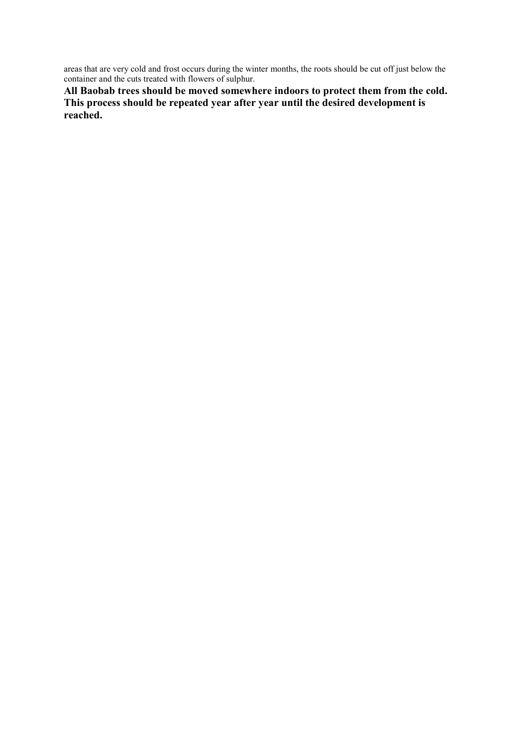areas that are very cold and frost occurs during the winter months, the roots should be cut off just below the container and the cuts treated with flowers of sulphur.

**All Baobab trees should be moved somewhere indoors to protect them from the cold. This process should be repeated year after year until the desired development is reached.**